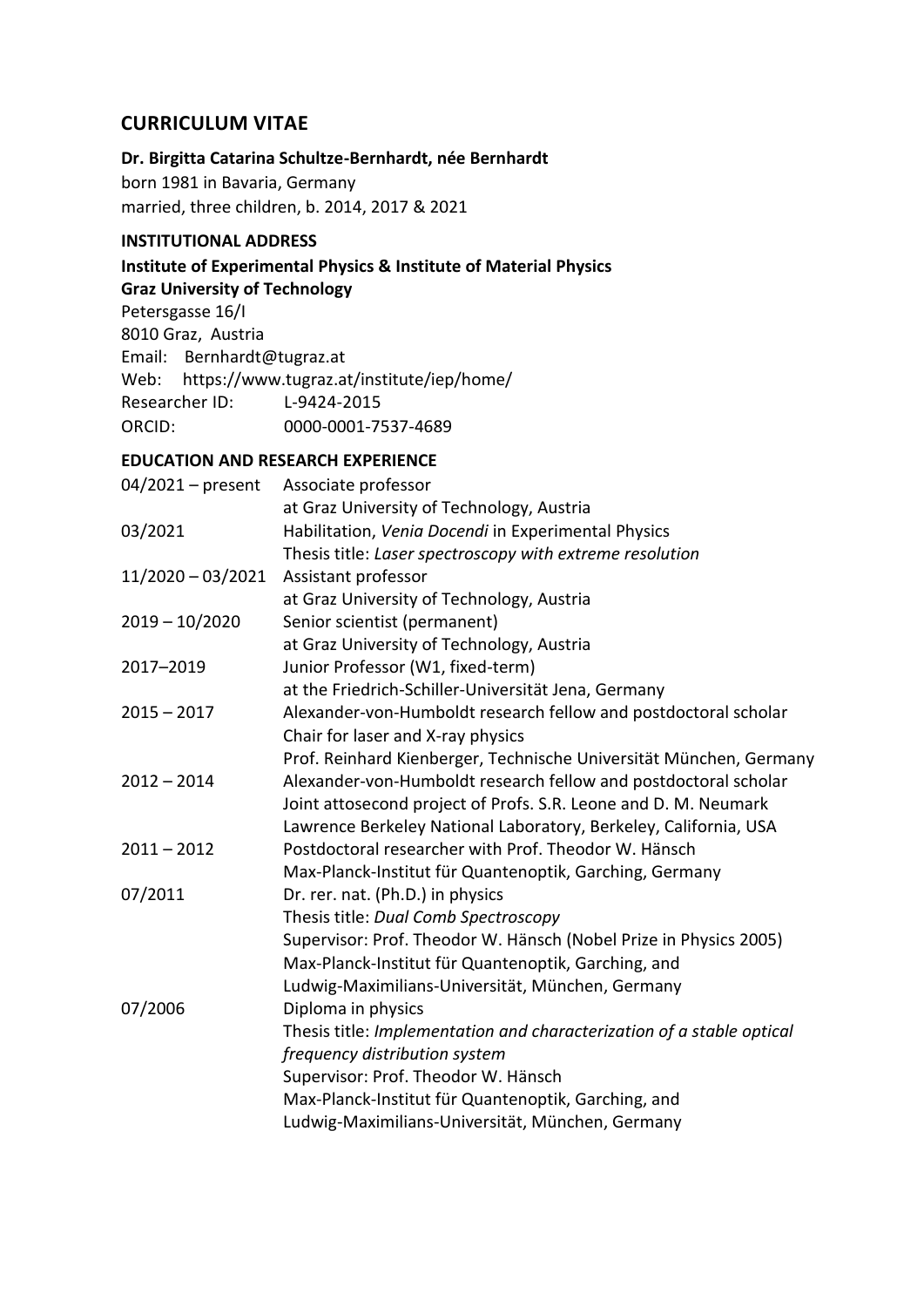## CURRICULUM VITAE

**Dr. Birgitta Catarina Schultze-Bernhardt, née Bernhardt**

born 1981 in Bavaria, Germany
married, three children, b. 2014, 2017 & 2021

### INSTITUTIONAL ADDRESS

**Institute of Experimental Physics & Institute of Material Physics**
**Graz University of Technology**
Petersgasse 16/I
8010 Graz, Austria
Email: Bernhardt@tugraz.at
Web: https://www.tugraz.at/institute/iep/home/
Researcher ID: L-9424-2015
ORCID: 0000-0001-7537-4689

### EDUCATION AND RESEARCH EXPERIENCE

| | |
|---|---|
| 04/2021 – present | Associate professor<br>at Graz University of Technology, Austria |
| 03/2021 | Habilitation, *Venia Docendi* in Experimental Physics<br>Thesis title: *Laser spectroscopy with extreme resolution* |
| 11/2020 – 03/2021 | Assistant professor<br>at Graz University of Technology, Austria |
| 2019 – 10/2020 | Senior scientist (permanent)<br>at Graz University of Technology, Austria |
| 2017–2019 | Junior Professor (W1, fixed-term)<br>at the Friedrich-Schiller-Universität Jena, Germany |
| 2015 – 2017 | Alexander-von-Humboldt research fellow and postdoctoral scholar<br>Chair for laser and X-ray physics<br>Prof. Reinhard Kienberger, Technische Universität München, Germany |
| 2012 – 2014 | Alexander-von-Humboldt research fellow and postdoctoral scholar<br>Joint attosecond project of Profs. S.R. Leone and D. M. Neumark<br>Lawrence Berkeley National Laboratory, Berkeley, California, USA |
| 2011 – 2012 | Postdoctoral researcher with Prof. Theodor W. Hänsch<br>Max-Planck-Institut für Quantenoptik, Garching, Germany |
| 07/2011 | Dr. rer. nat. (Ph.D.) in physics<br>Thesis title: *Dual Comb Spectroscopy*<br>Supervisor: Prof. Theodor W. Hänsch (Nobel Prize in Physics 2005)<br>Max-Planck-Institut für Quantenoptik, Garching, and<br>Ludwig-Maximilians-Universität, München, Germany |
| 07/2006 | Diploma in physics<br>Thesis title: *Implementation and characterization of a stable optical frequency distribution system*<br>Supervisor: Prof. Theodor W. Hänsch<br>Max-Planck-Institut für Quantenoptik, Garching, and<br>Ludwig-Maximilians-Universität, München, Germany |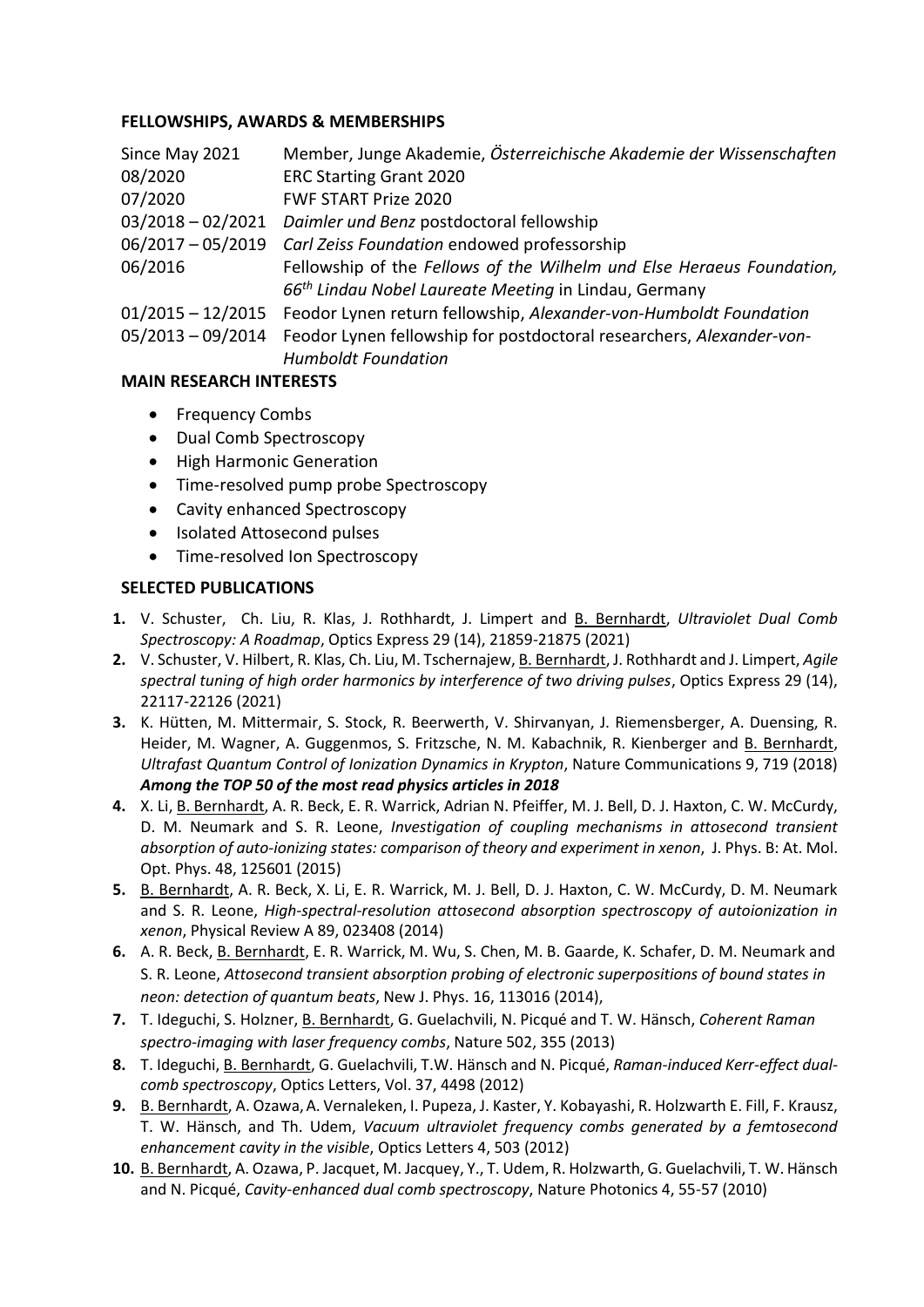## FELLOWSHIPS, AWARDS & MEMBERSHIPS

| | |
|---|---|
| Since May 2021 | Member, Junge Akademie, *Österreichische Akademie der Wissenschaften* |
| 08/2020 | ERC Starting Grant 2020 |
| 07/2020 | FWF START Prize 2020 |
| 03/2018 – 02/2021 | *Daimler und Benz* postdoctoral fellowship |
| 06/2017 – 05/2019 | *Carl Zeiss Foundation* endowed professorship |
| 06/2016 | Fellowship of the *Fellows of the Wilhelm und Else Heraeus Foundation, 66th Lindau Nobel Laureate Meeting* in Lindau, Germany |
| 01/2015 – 12/2015 | Feodor Lynen return fellowship, *Alexander-von-Humboldt Foundation* |
| 05/2013 – 09/2014 | Feodor Lynen fellowship for postdoctoral researchers, *Alexander-von-Humboldt Foundation* |

## MAIN RESEARCH INTERESTS

- Frequency Combs
- Dual Comb Spectroscopy
- High Harmonic Generation
- Time-resolved pump probe Spectroscopy
- Cavity enhanced Spectroscopy
- Isolated Attosecond pulses
- Time-resolved Ion Spectroscopy

## SELECTED PUBLICATIONS

1. V. Schuster, Ch. Liu, R. Klas, J. Rothhardt, J. Limpert and B. Bernhardt, *Ultraviolet Dual Comb Spectroscopy: A Roadmap*, Optics Express 29 (14), 21859-21875 (2021)
2. V. Schuster, V. Hilbert, R. Klas, Ch. Liu, M. Tschernajew, B. Bernhardt, J. Rothhardt and J. Limpert, *Agile spectral tuning of high order harmonics by interference of two driving pulses*, Optics Express 29 (14), 22117-22126 (2021)
3. K. Hütten, M. Mittermair, S. Stock, R. Beerwerth, V. Shirvanyan, J. Riemensberger, A. Duensing, R. Heider, M. Wagner, A. Guggenmos, S. Fritzsche, N. M. Kabachnik, R. Kienberger and B. Bernhardt, *Ultrafast Quantum Control of Ionization Dynamics in Krypton*, Nature Communications 9, 719 (2018) ***Among the TOP 50 of the most read physics articles in 2018***
4. X. Li, B. Bernhardt, A. R. Beck, E. R. Warrick, Adrian N. Pfeiffer, M. J. Bell, D. J. Haxton, C. W. McCurdy, D. M. Neumark and S. R. Leone, *Investigation of coupling mechanisms in attosecond transient absorption of auto-ionizing states: comparison of theory and experiment in xenon*, J. Phys. B: At. Mol. Opt. Phys. 48, 125601 (2015)
5. B. Bernhardt, A. R. Beck, X. Li, E. R. Warrick, M. J. Bell, D. J. Haxton, C. W. McCurdy, D. M. Neumark and S. R. Leone, *High-spectral-resolution attosecond absorption spectroscopy of autoionization in xenon*, Physical Review A 89, 023408 (2014)
6. A. R. Beck, B. Bernhardt, E. R. Warrick, M. Wu, S. Chen, M. B. Gaarde, K. Schafer, D. M. Neumark and S. R. Leone, *Attosecond transient absorption probing of electronic superpositions of bound states in neon: detection of quantum beats*, New J. Phys. 16, 113016 (2014),
7. T. Ideguchi, S. Holzner, B. Bernhardt, G. Guelachvili, N. Picqué and T. W. Hänsch, *Coherent Raman spectro-imaging with laser frequency combs*, Nature 502, 355 (2013)
8. T. Ideguchi, B. Bernhardt, G. Guelachvili, T.W. Hänsch and N. Picqué, *Raman-induced Kerr-effect dual-comb spectroscopy*, Optics Letters, Vol. 37, 4498 (2012)
9. B. Bernhardt, A. Ozawa, A. Vernaleken, I. Pupeza, J. Kaster, Y. Kobayashi, R. Holzwarth E. Fill, F. Krausz, T. W. Hänsch, and Th. Udem, *Vacuum ultraviolet frequency combs generated by a femtosecond enhancement cavity in the visible*, Optics Letters 4, 503 (2012)
10. B. Bernhardt, A. Ozawa, P. Jacquet, M. Jacquey, Y., T. Udem, R. Holzwarth, G. Guelachvili, T. W. Hänsch and N. Picqué, *Cavity-enhanced dual comb spectroscopy*, Nature Photonics 4, 55-57 (2010)